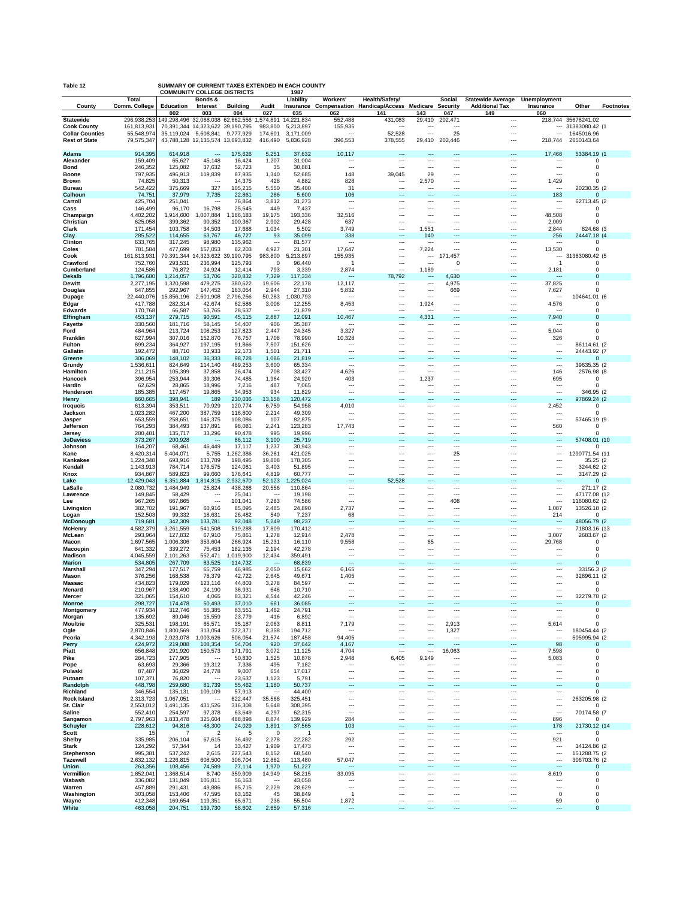**Table 12** SUMMARY OF CURRENT TAXES EXTENDED IN EACH COUNTY COMMUNITY COLLEGE DISTRICTS 1987

| County | Total Comm. College | Education | Bonds & Interest | Building | Audit | Liability Insurance | Workers' Compensation | Health/Safety/ Handicap/Access | Medicare | Social Security | Statewide Average Additional Tax | Unemployment Insurance | Other | Footnotes |
|---|---|---|---|---|---|---|---|---|---|---|---|---|---|---|
| | | 002 | 003 | 004 | 027 | 035 | 062 | 141 | 143 | 047 | 149 | 060 | | |
| **Statewide** | 296,938,253 | 149,298,496 | 32,068,038 | 62,662,556 | 1,574,891 | 14,221,834 | 552,488 | 431,083 | 29,410 | 202,471 | --- | 218,744 | 35678241.02 | |
| **Cook County** | 161,813,931 | 70,391,344 | 14,323,622 | 39,190,795 | 983,800 | 5,213,897 | 155,935 | --- | --- | --- | --- | --- | 31383080.42 | (1 |
| **Collar Counties** | 55,548,974 | 35,119,024 | 5,608,841 | 9,777,929 | 174,601 | 3,171,009 | --- | 52,528 | --- | 25 | --- | --- | 1645016.96 | |
| **Rest of State** | 79,575,347 | 43,788,128 | 12,135,574 | 13,693,832 | 416,490 | 5,836,928 | 396,553 | 378,555 | 29,410 | 202,446 | --- | 218,744 | 2650143.64 | |
| **Adams** | 914,395 | 614,918 | --- | 175,626 | 5,251 | 37,632 | 10,117 | --- | --- | --- | --- | 17,468 | 53384.19 | (1 |
| **Alexander** | 159,409 | 65,627 | 45,148 | 16,424 | 1,207 | 31,004 | --- | --- | --- | --- | --- | --- | 0 | |
| **Bond** | 246,352 | 125,082 | 37,632 | 52,723 | 35 | 30,881 | --- | --- | --- | --- | --- | --- | 0 | |
| **Boone** | 797,935 | 496,913 | 119,839 | 87,935 | 1,340 | 52,685 | 148 | 39,045 | 29 | --- | --- | --- | 0 | |
| **Brown** | 74,825 | 50,313 | --- | 14,375 | 428 | 4,882 | 828 | --- | 2,570 | --- | --- | 1,429 | 0 | |
| **Bureau** | 542,422 | 375,669 | 327 | 105,215 | 5,550 | 35,400 | 31 | --- | --- | --- | --- | --- | 20230.35 | (2 |
| **Calhoun** | 74,751 | 37,979 | 7,735 | 22,861 | 286 | 5,600 | 106 | --- | --- | --- | --- | 183 | 0 | |
| **Carroll** | 425,704 | 251,041 | --- | 76,864 | 3,812 | 31,273 | --- | --- | --- | --- | --- | --- | 62713.45 | (2 |
| **Cass** | 146,499 | 96,170 | 16,798 | 25,645 | 449 | 7,437 | --- | --- | --- | --- | --- | --- | 0 | |
| **Champaign** | 4,402,202 | 1,914,600 | 1,007,884 | 1,186,183 | 19,175 | 193,336 | 32,516 | --- | --- | --- | --- | 48,508 | 0 | |
| **Christian** | 625,058 | 399,362 | 90,352 | 100,367 | 2,902 | 29,428 | 637 | --- | --- | --- | --- | 2,009 | 0 | |
| **Clark** | 171,454 | 103,758 | 34,503 | 17,688 | 1,034 | 5,502 | 3,749 | --- | 1,551 | --- | --- | 2,844 | 824.68 | (3 |
| **Clay** | 285,522 | 114,655 | 63,767 | 46,727 | 93 | 35,099 | 338 | --- | 140 | --- | --- | 256 | 24447.18 | (4 |
| **Clinton** | 633,765 | 317,245 | 98,980 | 135,962 | --- | 81,577 | --- | --- | --- | --- | --- | --- | 0 | |
| **Coles** | 781,584 | 477,699 | 157,053 | 82,203 | 4,927 | 21,301 | 17,647 | --- | 7,224 | --- | --- | 13,530 | 0 | |
| **Cook** | 161,813,931 | 70,391,344 | 14,323,622 | 39,190,795 | 983,800 | 5,213,897 | 155,935 | --- | --- | 171,457 | --- | --- | 31383080.42 | (5 |
| **Crawford** | 752,760 | 293,531 | 236,994 | 125,793 | 0 | 96,440 | 1 | --- | --- | 0 | --- | 1 | 0 | |
| **Cumberland** | 124,586 | 76,872 | 24,924 | 12,414 | 793 | 3,339 | 2,874 | --- | 1,189 | --- | --- | 2,181 | 0 | |
| **Dekalb** | 1,796,680 | 1,214,057 | 53,706 | 320,832 | 7,329 | 117,334 | --- | 78,792 | --- | 4,630 | --- | --- | 0 | |
| **Dewitt** | 2,277,195 | 1,320,598 | 479,275 | 380,622 | 19,606 | 22,178 | 12,117 | --- | --- | 4,975 | --- | 37,825 | 0 | |
| **Douglas** | 647,855 | 292,967 | 147,452 | 163,054 | 2,944 | 27,310 | 5,832 | --- | --- | 669 | --- | 7,627 | 0 | |
| **Dupage** | 22,440,076 | 15,856,196 | 2,601,908 | 2,796,256 | 50,283 | 1,030,793 | --- | --- | --- | --- | --- | --- | 104641.01 | (6 |
| **Edgar** | 417,788 | 282,314 | 42,674 | 62,586 | 3,006 | 12,255 | 8,453 | --- | 1,924 | --- | --- | 4,576 | 0 | |
| **Edwards** | 170,768 | 66,587 | 53,765 | 28,537 | --- | 21,879 | --- | --- | --- | --- | --- | --- | 0 | |
| **Effingham** | 453,137 | 279,715 | 90,591 | 45,115 | 2,887 | 12,091 | 10,467 | --- | 4,331 | --- | --- | 7,940 | 0 | |
| **Fayette** | 330,560 | 181,716 | 58,145 | 54,407 | 906 | 35,387 | --- | --- | --- | --- | --- | --- | 0 | |
| **Ford** | 484,964 | 213,724 | 108,253 | 127,823 | 2,447 | 24,345 | 3,327 | --- | --- | --- | --- | 5,044 | 0 | |
| **Franklin** | 627,994 | 307,016 | 152,870 | 76,757 | 1,708 | 78,990 | 10,328 | --- | --- | --- | --- | 326 | 0 | |
| **Fulton** | 899,234 | 364,927 | 197,195 | 91,866 | 7,507 | 151,626 | --- | --- | --- | --- | --- | --- | 86114.61 | (2 |
| **Gallatin** | 192,472 | 88,710 | 33,933 | 22,173 | 1,501 | 21,711 | --- | --- | --- | --- | --- | --- | 24443.92 | (7 |
| **Greene** | 306,069 | 148,102 | 36,333 | 98,728 | 1,086 | 21,819 | --- | --- | --- | --- | --- | --- | 0 | |
| **Grundy** | 1,536,611 | 824,649 | 114,140 | 489,253 | 3,600 | 65,334 | --- | --- | --- | --- | --- | --- | 39635.35 | (2 |
| **Hamilton** | 211,215 | 105,399 | 37,858 | 26,474 | 708 | 33,427 | 4,626 | --- | --- | --- | --- | 146 | 2576.98 | (8 |
| **Hancock** | 396,954 | 253,944 | 39,306 | 74,485 | 1,964 | 24,920 | 403 | --- | 1,237 | --- | --- | 695 | 0 | |
| **Hardin** | 62,629 | 28,865 | 18,996 | 7,216 | 487 | 7,065 | --- | --- | --- | --- | --- | --- | 0 | |
| **Henderson** | 185,385 | 117,457 | 19,865 | 34,953 | 934 | 11,829 | --- | --- | --- | --- | --- | --- | 346.95 | (2 |
| **Henry** | 860,665 | 398,941 | 189 | 230,036 | 13,158 | 120,472 | --- | --- | --- | --- | --- | --- | 97869.24 | (2 |
| **Iroquois** | 613,394 | 353,511 | 70,929 | 120,774 | 6,759 | 54,958 | 4,010 | --- | --- | --- | --- | 2,452 | 0 | |
| **Jackson** | 1,023,282 | 467,200 | 387,759 | 116,800 | 2,214 | 49,309 | --- | --- | --- | --- | --- | --- | 0 | |
| **Jasper** | 653,559 | 258,651 | 146,375 | 108,086 | 107 | 82,875 | --- | --- | --- | --- | --- | --- | 57465.19 | (9 |
| **Jefferson** | 764,293 | 384,493 | 137,891 | 98,081 | 2,241 | 123,283 | 17,743 | --- | --- | --- | --- | 560 | 0 | |
| **Jersey** | 280,481 | 135,717 | 33,296 | 90,478 | 995 | 19,996 | --- | --- | --- | --- | --- | --- | 0 | |
| **JoDaviess** | 373,267 | 200,928 | --- | 86,112 | 3,100 | 25,719 | --- | --- | --- | --- | --- | --- | 57408.01 | (10 |
| **Johnson** | 164,207 | 68,461 | 46,449 | 17,117 | 1,237 | 30,943 | --- | --- | --- | --- | --- | --- | 0 | |
| **Kane** | 8,420,314 | 5,404,071 | 5,755 | 1,262,386 | 36,281 | 421,025 | --- | --- | --- | 25 | --- | --- | 1290771.54 | (11 |
| **Kankakee** | 1,224,348 | 693,916 | 133,789 | 198,495 | 19,808 | 178,305 | --- | --- | --- | --- | --- | --- | 35.25 | (2 |
| **Kendall** | 1,143,913 | 784,714 | 176,575 | 124,081 | 3,403 | 51,895 | --- | --- | --- | --- | --- | --- | 3244.62 | (2 |
| **Knox** | 934,867 | 589,823 | 99,660 | 176,641 | 4,819 | 60,777 | --- | --- | --- | --- | --- | --- | 3147.29 | (2 |
| **Lake** | 12,429,043 | 6,351,884 | 1,814,815 | 2,932,670 | 52,123 | 1,225,024 | --- | 52,528 | --- | --- | --- | --- | 0 | |
| **LaSalle** | 2,080,732 | 1,484,949 | 25,824 | 438,268 | 20,556 | 110,864 | --- | --- | --- | --- | --- | --- | 271.17 | (2 |
| **Lawrence** | 149,845 | 58,429 | --- | 25,041 | --- | 19,198 | --- | --- | --- | --- | --- | --- | 47177.08 | (12 |
| **Lee** | 967,265 | 667,865 | --- | 101,041 | 7,283 | 74,586 | --- | --- | --- | 408 | --- | --- | 116080.62 | (2 |
| **Livingston** | 382,702 | 191,967 | 60,916 | 85,095 | 2,485 | 24,890 | 2,737 | --- | --- | --- | --- | 1,087 | 13526.18 | (2 |
| **Logan** | 152,503 | 99,332 | 18,631 | 26,482 | 540 | 7,237 | 68 | --- | --- | --- | --- | 214 | 0 | |
| **McDonough** | 719,681 | 342,309 | 133,781 | 92,048 | 5,249 | 98,237 | --- | --- | --- | --- | --- | --- | 48056.79 | (2 |
| **McHenry** | 4,582,379 | 3,261,559 | 541,508 | 519,288 | 17,809 | 170,412 | --- | --- | --- | --- | --- | --- | 71803.16 | (13 |
| **McLean** | 293,964 | 127,832 | 67,910 | 75,861 | 1,278 | 12,914 | 2,478 | --- | --- | --- | --- | 3,007 | 2683.67 | (2 |
| **Macon** | 1,697,565 | 1,006,306 | 353,604 | 266,924 | 15,231 | 16,110 | 9,558 | --- | 65 | --- | --- | 29,768 | 0 | |
| **Macoupin** | 641,332 | 339,272 | 75,453 | 182,135 | 2,194 | 42,278 | --- | --- | --- | --- | --- | --- | 0 | |
| **Madison** | 4,045,559 | 2,101,263 | 552,471 | 1,019,900 | 12,434 | 359,491 | --- | --- | --- | --- | --- | --- | 0 | |
| **Marion** | 534,805 | 267,709 | 83,525 | 114,732 | --- | 68,839 | --- | --- | --- | --- | --- | --- | 0 | |
| **Marshall** | 347,294 | 177,517 | 65,759 | 46,985 | 2,050 | 15,662 | 6,165 | --- | --- | --- | --- | --- | 33156.3 | (2 |
| **Mason** | 376,256 | 168,538 | 78,379 | 42,722 | 2,645 | 49,671 | 1,405 | --- | --- | --- | --- | --- | 32896.11 | (2 |
| **Massac** | 434,823 | 179,029 | 123,116 | 44,803 | 3,278 | 84,597 | --- | --- | --- | --- | --- | --- | 0 | |
| **Menard** | 210,967 | 138,490 | 24,190 | 36,931 | 646 | 10,710 | --- | --- | --- | --- | --- | --- | 0 | |
| **Mercer** | 321,065 | 154,610 | 4,065 | 83,321 | 4,544 | 42,246 | --- | --- | --- | --- | --- | --- | 32279.78 | (2 |
| **Monroe** | 298,727 | 174,478 | 50,493 | 37,010 | 661 | 36,085 | --- | --- | --- | --- | --- | --- | 0 | |
| **Montgomery** | 477,934 | 312,746 | 55,385 | 83,551 | 1,462 | 24,791 | --- | --- | --- | --- | --- | --- | 0 | |
| **Morgan** | 135,692 | 89,046 | 15,559 | 23,779 | 416 | 6,892 | --- | --- | --- | --- | --- | --- | 0 | |
| **Moultrie** | 325,531 | 198,191 | 65,571 | 35,187 | 2,063 | 8,811 | 7,179 | --- | --- | 2,913 | --- | 5,614 | 0 | |
| **Ogle** | 2,870,846 | 1,800,569 | 313,054 | 372,371 | 8,358 | 194,712 | --- | --- | --- | 1,327 | --- | --- | 180454.44 | (2 |
| **Peoria** | 4,342,193 | 2,023,078 | 1,003,626 | 506,054 | 21,574 | 187,458 | 94,405 | --- | --- | --- | --- | --- | 505995.94 | (2 |
| **Perry** | 424,972 | 219,088 | 108,354 | 54,704 | 920 | 37,642 | 4,167 | --- | --- | --- | --- | 98 | 0 | |
| **Piatt** | 656,848 | 291,920 | 150,573 | 171,791 | 3,072 | 11,125 | 4,704 | --- | --- | 16,063 | --- | 7,598 | 0 | |
| **Pike** | 264,723 | 177,905 | --- | 50,830 | 1,525 | 10,878 | 2,948 | 6,405 | 9,149 | --- | --- | 5,083 | 0 | |
| **Pope** | 63,693 | 29,366 | 19,312 | 7,336 | 495 | 7,182 | --- | --- | --- | --- | --- | --- | 0 | |
| **Pulaski** | 87,487 | 36,029 | 24,778 | 9,007 | 654 | 17,017 | --- | --- | --- | --- | --- | --- | 0 | |
| **Putnam** | 107,371 | 76,820 | --- | 23,637 | 1,123 | 5,791 | --- | --- | --- | --- | --- | --- | 0 | |
| **Randolph** | 448,798 | 259,680 | 81,739 | 55,462 | 1,180 | 50,737 | --- | --- | --- | --- | --- | --- | 0 | |
| **Richland** | 346,554 | 135,131 | 109,109 | 57,913 | --- | 44,400 | --- | --- | --- | --- | --- | --- | 0 | |
| **Rock Island** | 2,313,723 | 1,067,051 | --- | 622,447 | 35,568 | 325,451 | --- | --- | --- | --- | --- | --- | 263205.98 | (2 |
| **St. Clair** | 2,553,012 | 1,491,135 | 431,526 | 316,308 | 5,648 | 308,395 | --- | --- | --- | --- | --- | --- | 0 | |
| **Saline** | 552,410 | 254,597 | 97,378 | 63,649 | 4,297 | 62,315 | --- | --- | --- | --- | --- | --- | 70174.58 | (7 |
| **Sangamon** | 2,797,963 | 1,833,478 | 325,604 | 488,898 | 8,874 | 139,929 | 284 | --- | --- | --- | --- | 896 | 0 | |
| **Schuyler** | 228,612 | 94,816 | 48,300 | 24,029 | 1,891 | 37,565 | 103 | --- | --- | --- | --- | 178 | 21730.12 | (14 |
| **Scott** | 15 | 7 | 2 | 5 | 0 | 1 | --- | --- | --- | --- | --- | --- | 0 | |
| **Shelby** | 335,985 | 206,104 | 67,615 | 36,492 | 2,278 | 22,282 | 292 | --- | --- | --- | --- | 921 | 0 | |
| **Stark** | 124,292 | 57,344 | 14 | 33,427 | 1,909 | 17,473 | --- | --- | --- | --- | --- | --- | 14124.86 | (2 |
| **Stephenson** | 995,381 | 537,242 | 2,615 | 227,543 | 8,152 | 68,540 | --- | --- | --- | --- | --- | --- | 151288.75 | (2 |
| **Tazewell** | 2,632,132 | 1,226,815 | 608,500 | 306,704 | 12,882 | 113,480 | 57,047 | --- | --- | --- | --- | --- | 306703.76 | (2 |
| **Union** | 263,356 | 108,456 | 74,589 | 27,114 | 1,970 | 51,227 | --- | --- | --- | --- | --- | --- | 0 | |
| **Vermillion** | 1,852,041 | 1,368,514 | 8,740 | 359,909 | 14,949 | 58,215 | 33,095 | --- | --- | --- | --- | 8,619 | 0 | |
| **Wabash** | 336,082 | 131,049 | 105,811 | 56,163 | --- | 43,058 | --- | --- | --- | --- | --- | --- | 0 | |
| **Warren** | 457,889 | 291,431 | 49,886 | 85,715 | 2,229 | 28,629 | --- | --- | --- | --- | --- | --- | 0 | |
| **Washington** | 303,058 | 153,406 | 47,595 | 63,162 | 45 | 38,849 | 1 | --- | --- | --- | --- | 0 | 0 | |
| **Wayne** | 412,348 | 169,654 | 119,351 | 65,671 | 236 | 55,504 | 1,872 | --- | --- | --- | --- | 59 | 0 | |
| **White** | 463,058 | 204,751 | 139,730 | 58,602 | 2,659 | 57,316 | --- | --- | --- | --- | --- | --- | 0 | |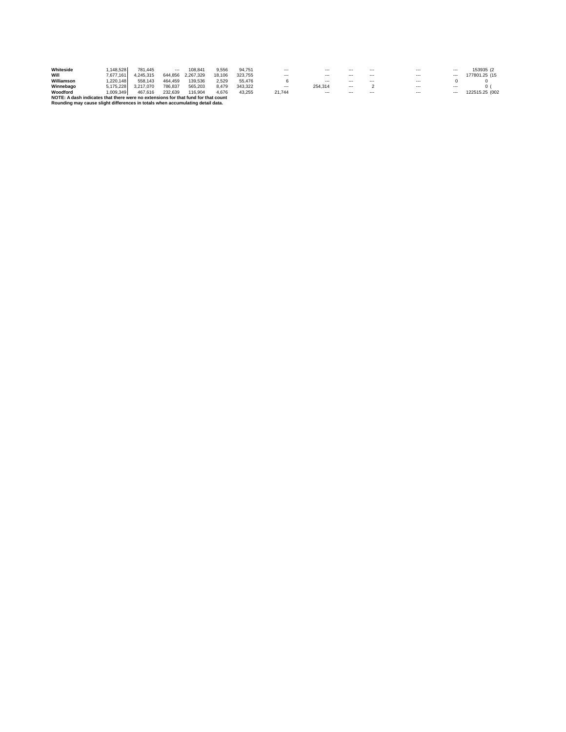| | | | | | | | | | | | | | |
|---|---|---|---|---|---|---|---|---|---|---|---|---|---|
| **Whiteside** | 1,148,528 | 781,445 | --- | 108,841 | 9,556 | 94,751 | --- | --- | --- | --- | --- | --- | 153935 (2 |
| **Will** | 7,677,161 | 4,245,315 | 644,856 | 2,267,329 | 18,106 | 323,755 | --- | --- | --- | --- | --- | --- | 177801.25 (15 |
| **Williamson** | 1,220,148 | 558,143 | 464,459 | 139,536 | 2,529 | 55,476 | 6 | --- | --- | --- | --- | 0 | 0 |
| **Winnebago** | 5,175,228 | 3,217,070 | 786,837 | 565,203 | 8,479 | 343,322 | --- | 254,314 | --- | 2 | --- | --- | 0 ( |
| **Woodford** | 1,009,349 | 467,616 | 232,639 | 116,904 | 4,676 | 43,255 | 21,744 | --- | --- | --- | --- | --- | 122515.25 (002 |

**NOTE: A dash indicates that there were no extensions for that fund for that count**
**Rounding may cause slight differences in totals when accumulating detail data.**